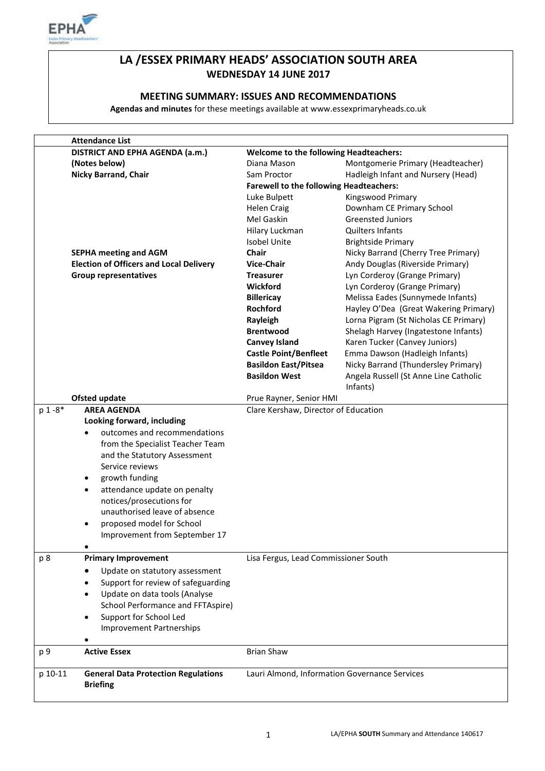# LA /ESSEX PRIMARY HEADS' ASSOCIATION SOUTH AREA

## WEDNESDAY 14 JUNE 2017

### MEETING SUMMARY: ISSUES AND RECOMMENDATIONS

**Agendas and minutes** for these meetings available at www.essexprimaryheads.co.uk

| | **Attendance List** | | |
|---|---|---|---|
| | **DISTRICT AND EPHA AGENDA (a.m.)** | **Welcome to the following Headteachers:** | |
| | **(Notes below)** | Diana Mason | Montgomerie Primary (Headteacher) |
| | **Nicky Barrand, Chair** | Sam Proctor | Hadleigh Infant and Nursery (Head) |
| | | **Farewell to the following Headteachers:** | |
| | | Luke Bulpett | Kingswood Primary |
| | | Helen Craig | Downham CE Primary School |
| | | Mel Gaskin | Greensted Juniors |
| | | Hilary Luckman | Quilters Infants |
| | | Isobel Unite | Brightside Primary |
| | **SEPHA meeting and AGM** | **Chair** | Nicky Barrand (Cherry Tree Primary) |
| | **Election of Officers and Local Delivery** | **Vice-Chair** | Andy Douglas (Riverside Primary) |
| | **Group representatives** | **Treasurer** | Lyn Corderoy (Grange Primary) |
| | | **Wickford** | Lyn Corderoy (Grange Primary) |
| | | **Billericay** | Melissa Eades (Sunnymede Infants) |
| | | **Rochford** | Hayley O'Dea (Great Wakering Primary) |
| | | **Rayleigh** | Lorna Pigram (St Nicholas CE Primary) |
| | | **Brentwood** | Shelagh Harvey (Ingatestone Infants) |
| | | **Canvey Island** | Karen Tucker (Canvey Juniors) |
| | | **Castle Point/Benfleet** | Emma Dawson (Hadleigh Infants) |
| | | **Basildon East/Pitsea** | Nicky Barrand (Thundersley Primary) |
| | | **Basildon West** | Angela Russell (St Anne Line Catholic Infants) |
| | **Ofsted update** | Prue Rayner, Senior HMI | |
| p 1 -8* | **AREA AGENDA**<br>**Looking forward, including**<br>• outcomes and recommendations from the Specialist Teacher Team and the Statutory Assessment Service reviews<br>• growth funding<br>• attendance update on penalty notices/prosecutions for unauthorised leave of absence<br>• proposed model for School Improvement from September 17<br>• | Clare Kershaw, Director of Education | |
| p 8 | **Primary Improvement**<br>• Update on statutory assessment<br>• Support for review of safeguarding<br>• Update on data tools (Analyse School Performance and FFTAspire)<br>• Support for School Led Improvement Partnerships<br>• | Lisa Fergus, Lead Commissioner South | |
| p 9 | **Active Essex** | Brian Shaw | |
| p 10-11 | **General Data Protection Regulations Briefing** | Lauri Almond, Information Governance Services | |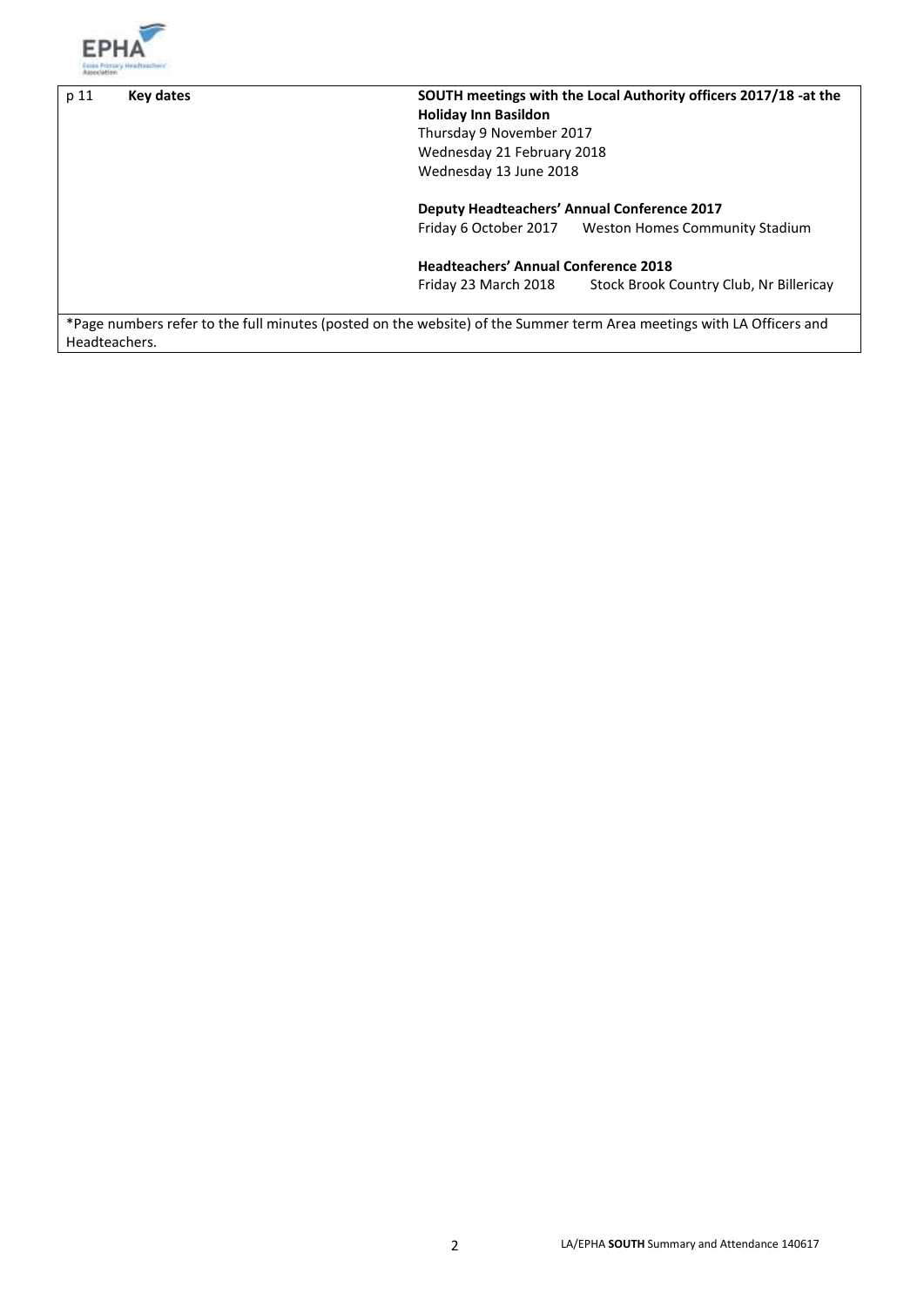| | | |
|---|---|---|
| p 11 | **Key dates** | **SOUTH meetings with the Local Authority officers 2017/18 -at the Holiday Inn Basildon**<br>Thursday 9 November 2017<br>Wednesday 21 February 2018<br>Wednesday 13 June 2018<br><br>**Deputy Headteachers' Annual Conference 2017**<br>Friday 6 October 2017 Weston Homes Community Stadium<br><br>**Headteachers' Annual Conference 2018**<br>Friday 23 March 2018 Stock Brook Country Club, Nr Billericay |

*Page numbers refer to the full minutes (posted on the website) of the Summer term Area meetings with LA Officers and Headteachers.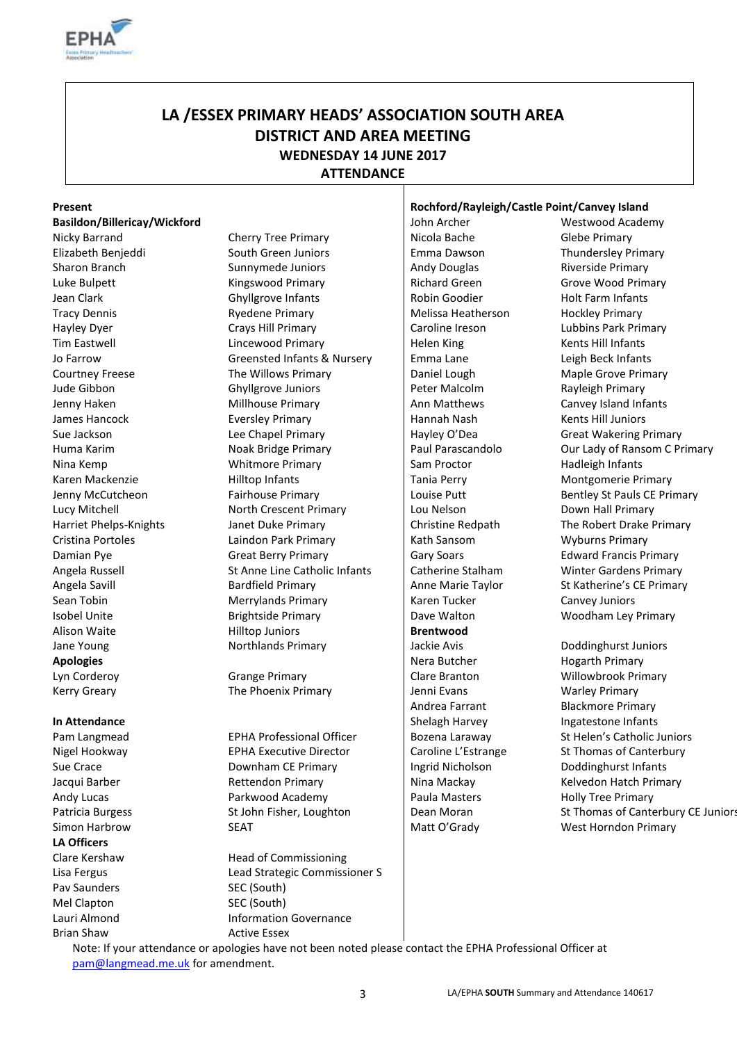# LA /ESSEX PRIMARY HEADS' ASSOCIATION SOUTH AREA
## DISTRICT AND AREA MEETING
### WEDNESDAY 14 JUNE 2017
### ATTENDANCE

**Present**

**Basildon/Billericay/Wickford**

| Name | School |
|---|---|
| Nicky Barrand | Cherry Tree Primary |
| Elizabeth Benjeddi | South Green Juniors |
| Sharon Branch | Sunnymede Juniors |
| Luke Bulpett | Kingswood Primary |
| Jean Clark | Ghyllgrove Infants |
| Tracy Dennis | Ryedene Primary |
| Hayley Dyer | Crays Hill Primary |
| Tim Eastwell | Lincewood Primary |
| Jo Farrow | Greensted Infants & Nursery |
| Courtney Freese | The Willows Primary |
| Jude Gibbon | Ghyllgrove Juniors |
| Jenny Haken | Millhouse Primary |
| James Hancock | Eversley Primary |
| Sue Jackson | Lee Chapel Primary |
| Huma Karim | Noak Bridge Primary |
| Nina Kemp | Whitmore Primary |
| Karen Mackenzie | Hilltop Infants |
| Jenny McCutcheon | Fairhouse Primary |
| Lucy Mitchell | North Crescent Primary |
| Harriet Phelps-Knights | Janet Duke Primary |
| Cristina Portoles | Laindon Park Primary |
| Damian Pye | Great Berry Primary |
| Angela Russell | St Anne Line Catholic Infants |
| Angela Savill | Bardfield Primary |
| Sean Tobin | Merrylands Primary |
| Isobel Unite | Brightside Primary |
| Alison Waite | Hilltop Juniors |
| Jane Young | Northlands Primary |

**Apologies**

| Name | School |
|---|---|
| Lyn Corderoy | Grange Primary |
| Kerry Greary | The Phoenix Primary |

**In Attendance**

| Name | Role |
|---|---|
| Pam Langmead | EPHA Professional Officer |
| Nigel Hookway | EPHA Executive Director |
| Sue Crace | Downham CE Primary |
| Jacqui Barber | Rettendon Primary |
| Andy Lucas | Parkwood Academy |
| Patricia Burgess | St John Fisher, Loughton |
| Simon Harbrow | SEAT |

**LA Officers**

| Name | Role |
|---|---|
| Clare Kershaw | Head of Commissioning |
| Lisa Fergus | Lead Strategic Commissioner S |
| Pav Saunders | SEC (South) |
| Mel Clapton | SEC (South) |
| Lauri Almond | Information Governance |
| Brian Shaw | Active Essex |

**Rochford/Rayleigh/Castle Point/Canvey Island**

| Name | School |
|---|---|
| John Archer | Westwood Academy |
| Nicola Bache | Glebe Primary |
| Emma Dawson | Thundersley Primary |
| Andy Douglas | Riverside Primary |
| Richard Green | Grove Wood Primary |
| Robin Goodier | Holt Farm Infants |
| Melissa Heatherson | Hockley Primary |
| Caroline Ireson | Lubbins Park Primary |
| Helen King | Kents Hill Infants |
| Emma Lane | Leigh Beck Infants |
| Daniel Lough | Maple Grove Primary |
| Peter Malcolm | Rayleigh Primary |
| Ann Matthews | Canvey Island Infants |
| Hannah Nash | Kents Hill Juniors |
| Hayley O'Dea | Great Wakering Primary |
| Paul Parascandolo | Our Lady of Ransom C Primary |
| Sam Proctor | Hadleigh Infants |
| Tania Perry | Montgomerie Primary |
| Louise Putt | Bentley St Pauls CE Primary |
| Lou Nelson | Down Hall Primary |
| Christine Redpath | The Robert Drake Primary |
| Kath Sansom | Wyburns Primary |
| Gary Soars | Edward Francis Primary |
| Catherine Stalham | Winter Gardens Primary |
| Anne Marie Taylor | St Katherine's CE Primary |
| Karen Tucker | Canvey Juniors |
| Dave Walton | Woodham Ley Primary |

**Brentwood**

| Name | School |
|---|---|
| Jackie Avis | Doddinghurst Juniors |
| Nera Butcher | Hogarth Primary |
| Clare Branton | Willowbrook Primary |
| Jenni Evans | Warley Primary |
| Andrea Farrant | Blackmore Primary |
| Shelagh Harvey | Ingatestone Infants |
| Bozena Laraway | St Helen's Catholic Juniors |
| Caroline L'Estrange | St Thomas of Canterbury |
| Ingrid Nicholson | Doddinghurst Infants |
| Nina Mackay | Kelvedon Hatch Primary |
| Paula Masters | Holly Tree Primary |
| Dean Moran | St Thomas of Canterbury CE Juniors |
| Matt O'Grady | West Horndon Primary |

Note: If your attendance or apologies have not been noted please contact the EPHA Professional Officer at pam@langmead.me.uk for amendment.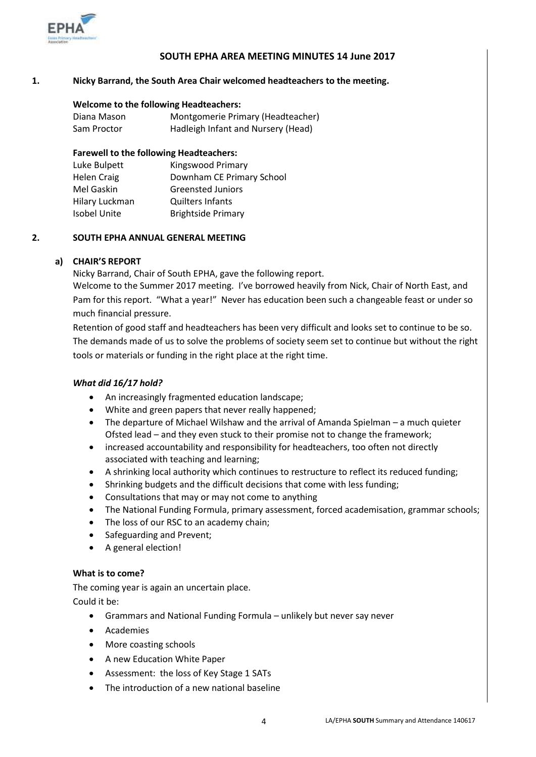## SOUTH EPHA AREA MEETING MINUTES 14 June 2017

**1. Nicky Barrand, the South Area Chair welcomed headteachers to the meeting.**

**Welcome to the following Headteachers:**

| | |
|---|---|
| Diana Mason | Montgomerie Primary (Headteacher) |
| Sam Proctor | Hadleigh Infant and Nursery (Head) |

**Farewell to the following Headteachers:**

| | |
|---|---|
| Luke Bulpett | Kingswood Primary |
| Helen Craig | Downham CE Primary School |
| Mel Gaskin | Greensted Juniors |
| Hilary Luckman | Quilters Infants |
| Isobel Unite | Brightside Primary |

**2. SOUTH EPHA ANNUAL GENERAL MEETING**

**a) CHAIR'S REPORT**

Nicky Barrand, Chair of South EPHA, gave the following report.

Welcome to the Summer 2017 meeting. I've borrowed heavily from Nick, Chair of North East, and Pam for this report. "What a year!" Never has education been such a changeable feast or under so much financial pressure.

Retention of good staff and headteachers has been very difficult and looks set to continue to be so. The demands made of us to solve the problems of society seem set to continue but without the right tools or materials or funding in the right place at the right time.

***What did 16/17 hold?***

- An increasingly fragmented education landscape;
- White and green papers that never really happened;
- The departure of Michael Wilshaw and the arrival of Amanda Spielman – a much quieter Ofsted lead – and they even stuck to their promise not to change the framework;
- increased accountability and responsibility for headteachers, too often not directly associated with teaching and learning;
- A shrinking local authority which continues to restructure to reflect its reduced funding;
- Shrinking budgets and the difficult decisions that come with less funding;
- Consultations that may or may not come to anything
- The National Funding Formula, primary assessment, forced academisation, grammar schools;
- The loss of our RSC to an academy chain;
- Safeguarding and Prevent;
- A general election!

**What is to come?**

The coming year is again an uncertain place.

Could it be:

- Grammars and National Funding Formula – unlikely but never say never
- Academies
- More coasting schools
- A new Education White Paper
- Assessment: the loss of Key Stage 1 SATs
- The introduction of a new national baseline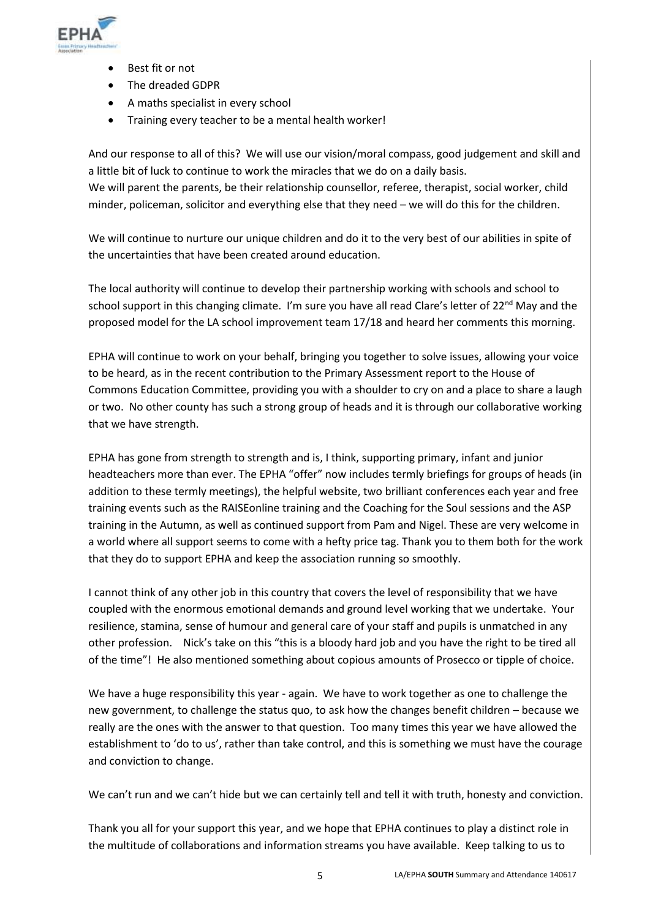- Best fit or not
- The dreaded GDPR
- A maths specialist in every school
- Training every teacher to be a mental health worker!

And our response to all of this? We will use our vision/moral compass, good judgement and skill and a little bit of luck to continue to work the miracles that we do on a daily basis.
We will parent the parents, be their relationship counsellor, referee, therapist, social worker, child minder, policeman, solicitor and everything else that they need – we will do this for the children.

We will continue to nurture our unique children and do it to the very best of our abilities in spite of the uncertainties that have been created around education.

The local authority will continue to develop their partnership working with schools and school to school support in this changing climate. I'm sure you have all read Clare's letter of 22nd May and the proposed model for the LA school improvement team 17/18 and heard her comments this morning.

EPHA will continue to work on your behalf, bringing you together to solve issues, allowing your voice to be heard, as in the recent contribution to the Primary Assessment report to the House of Commons Education Committee, providing you with a shoulder to cry on and a place to share a laugh or two. No other county has such a strong group of heads and it is through our collaborative working that we have strength.

EPHA has gone from strength to strength and is, I think, supporting primary, infant and junior headteachers more than ever. The EPHA "offer" now includes termly briefings for groups of heads (in addition to these termly meetings), the helpful website, two brilliant conferences each year and free training events such as the RAISEonline training and the Coaching for the Soul sessions and the ASP training in the Autumn, as well as continued support from Pam and Nigel. These are very welcome in a world where all support seems to come with a hefty price tag. Thank you to them both for the work that they do to support EPHA and keep the association running so smoothly.

I cannot think of any other job in this country that covers the level of responsibility that we have coupled with the enormous emotional demands and ground level working that we undertake. Your resilience, stamina, sense of humour and general care of your staff and pupils is unmatched in any other profession. Nick's take on this "this is a bloody hard job and you have the right to be tired all of the time"! He also mentioned something about copious amounts of Prosecco or tipple of choice.

We have a huge responsibility this year - again. We have to work together as one to challenge the new government, to challenge the status quo, to ask how the changes benefit children – because we really are the ones with the answer to that question. Too many times this year we have allowed the establishment to 'do to us', rather than take control, and this is something we must have the courage and conviction to change.

We can't run and we can't hide but we can certainly tell and tell it with truth, honesty and conviction.

Thank you all for your support this year, and we hope that EPHA continues to play a distinct role in the multitude of collaborations and information streams you have available. Keep talking to us to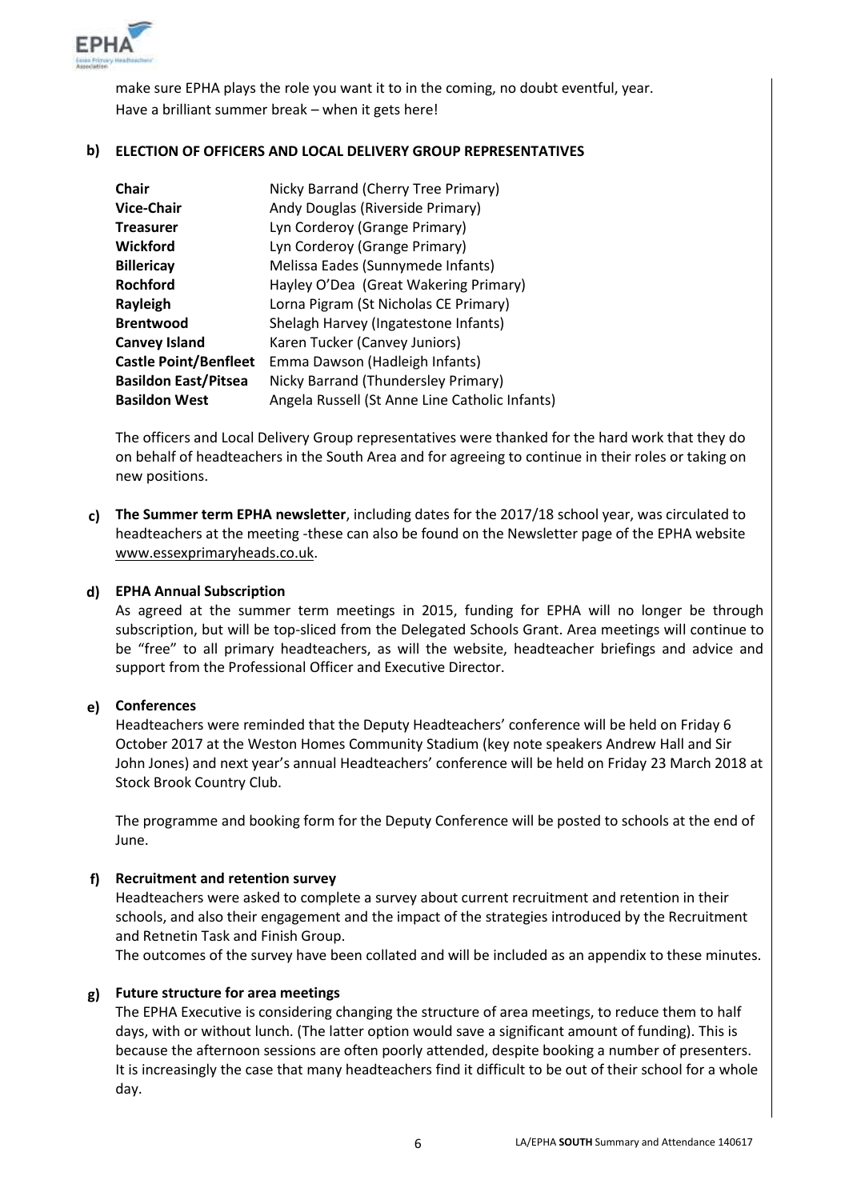make sure EPHA plays the role you want it to in the coming, no doubt eventful, year.
Have a brilliant summer break – when it gets here!

**b) ELECTION OF OFFICERS AND LOCAL DELIVERY GROUP REPRESENTATIVES**

| | |
|---|---|
| **Chair** | Nicky Barrand (Cherry Tree Primary) |
| **Vice-Chair** | Andy Douglas (Riverside Primary) |
| **Treasurer** | Lyn Corderoy (Grange Primary) |
| **Wickford** | Lyn Corderoy (Grange Primary) |
| **Billericay** | Melissa Eades (Sunnymede Infants) |
| **Rochford** | Hayley O'Dea (Great Wakering Primary) |
| **Rayleigh** | Lorna Pigram (St Nicholas CE Primary) |
| **Brentwood** | Shelagh Harvey (Ingatestone Infants) |
| **Canvey Island** | Karen Tucker (Canvey Juniors) |
| **Castle Point/Benfleet** | Emma Dawson (Hadleigh Infants) |
| **Basildon East/Pitsea** | Nicky Barrand (Thundersley Primary) |
| **Basildon West** | Angela Russell (St Anne Line Catholic Infants) |

The officers and Local Delivery Group representatives were thanked for the hard work that they do on behalf of headteachers in the South Area and for agreeing to continue in their roles or taking on new positions.

**c) The Summer term EPHA newsletter**, including dates for the 2017/18 school year, was circulated to headteachers at the meeting -these can also be found on the Newsletter page of the EPHA website www.essexprimaryheads.co.uk.

**d) EPHA Annual Subscription**

As agreed at the summer term meetings in 2015, funding for EPHA will no longer be through subscription, but will be top-sliced from the Delegated Schools Grant. Area meetings will continue to be "free" to all primary headteachers, as will the website, headteacher briefings and advice and support from the Professional Officer and Executive Director.

**e) Conferences**

Headteachers were reminded that the Deputy Headteachers' conference will be held on Friday 6 October 2017 at the Weston Homes Community Stadium (key note speakers Andrew Hall and Sir John Jones) and next year's annual Headteachers' conference will be held on Friday 23 March 2018 at Stock Brook Country Club.

The programme and booking form for the Deputy Conference will be posted to schools at the end of June.

**f) Recruitment and retention survey**

Headteachers were asked to complete a survey about current recruitment and retention in their schools, and also their engagement and the impact of the strategies introduced by the Recruitment and Retnetin Task and Finish Group.
The outcomes of the survey have been collated and will be included as an appendix to these minutes.

**g) Future structure for area meetings**

The EPHA Executive is considering changing the structure of area meetings, to reduce them to half days, with or without lunch. (The latter option would save a significant amount of funding). This is because the afternoon sessions are often poorly attended, despite booking a number of presenters. It is increasingly the case that many headteachers find it difficult to be out of their school for a whole day.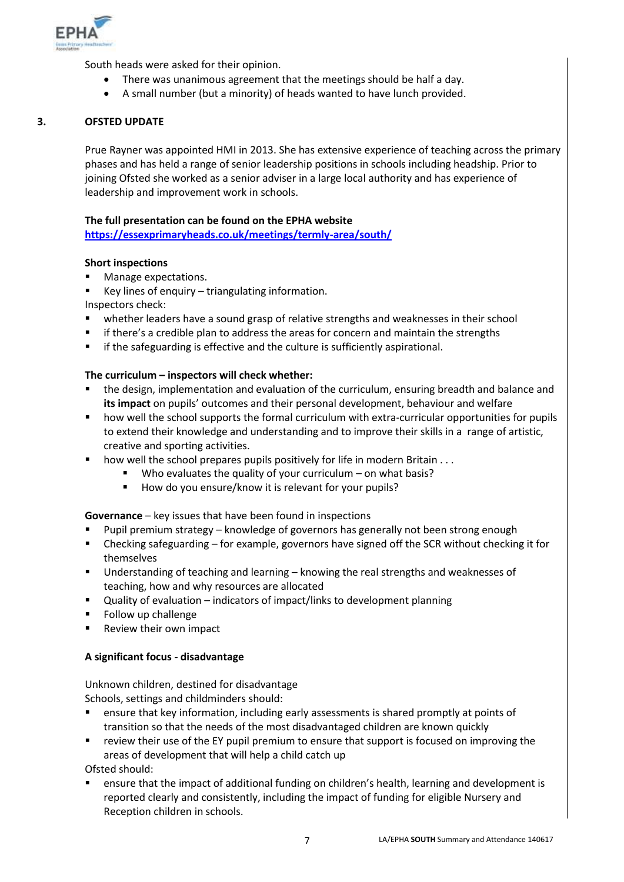South heads were asked for their opinion.

- There was unanimous agreement that the meetings should be half a day.
- A small number (but a minority) of heads wanted to have lunch provided.

## 3. OFSTED UPDATE

Prue Rayner was appointed HMI in 2013. She has extensive experience of teaching across the primary phases and has held a range of senior leadership positions in schools including headship. Prior to joining Ofsted she worked as a senior adviser in a large local authority and has experience of leadership and improvement work in schools.

**The full presentation can be found on the EPHA website**
**https://essexprimaryheads.co.uk/meetings/termly-area/south/**

**Short inspections**

- Manage expectations.
- Key lines of enquiry – triangulating information.

Inspectors check:

- whether leaders have a sound grasp of relative strengths and weaknesses in their school
- if there's a credible plan to address the areas for concern and maintain the strengths
- if the safeguarding is effective and the culture is sufficiently aspirational.

**The curriculum – inspectors will check whether:**

- the design, implementation and evaluation of the curriculum, ensuring breadth and balance and **its impact** on pupils' outcomes and their personal development, behaviour and welfare
- how well the school supports the formal curriculum with extra-curricular opportunities for pupils to extend their knowledge and understanding and to improve their skills in a range of artistic, creative and sporting activities.
- how well the school prepares pupils positively for life in modern Britain . . .
  - Who evaluates the quality of your curriculum – on what basis?
  - How do you ensure/know it is relevant for your pupils?

**Governance** – key issues that have been found in inspections

- Pupil premium strategy – knowledge of governors has generally not been strong enough
- Checking safeguarding – for example, governors have signed off the SCR without checking it for themselves
- Understanding of teaching and learning – knowing the real strengths and weaknesses of teaching, how and why resources are allocated
- Quality of evaluation – indicators of impact/links to development planning
- Follow up challenge
- Review their own impact

**A significant focus - disadvantage**

Unknown children, destined for disadvantage
Schools, settings and childminders should:

- ensure that key information, including early assessments is shared promptly at points of transition so that the needs of the most disadvantaged children are known quickly
- review their use of the EY pupil premium to ensure that support is focused on improving the areas of development that will help a child catch up

Ofsted should:

- ensure that the impact of additional funding on children's health, learning and development is reported clearly and consistently, including the impact of funding for eligible Nursery and Reception children in schools.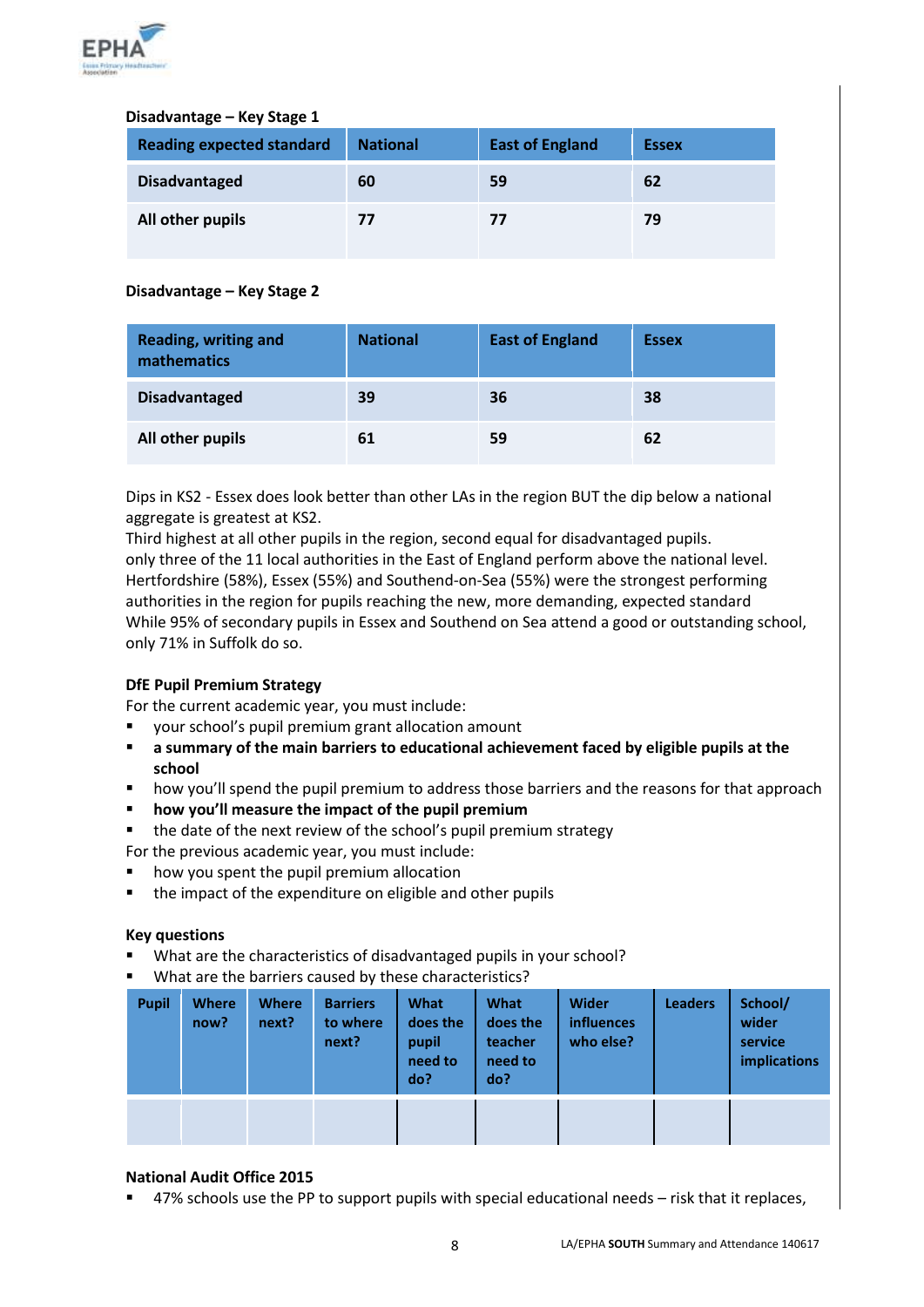**Disadvantage – Key Stage 1**

| Reading expected standard | National | East of England | Essex |
|---|---|---|---|
| Disadvantaged | 60 | 59 | 62 |
| All other pupils | 77 | 77 | 79 |

**Disadvantage – Key Stage 2**

| Reading, writing and mathematics | National | East of England | Essex |
|---|---|---|---|
| Disadvantaged | 39 | 36 | 38 |
| All other pupils | 61 | 59 | 62 |

Dips in KS2 - Essex does look better than other LAs in the region BUT the dip below a national aggregate is greatest at KS2.
Third highest at all other pupils in the region, second equal for disadvantaged pupils.
only three of the 11 local authorities in the East of England perform above the national level. Hertfordshire (58%), Essex (55%) and Southend-on-Sea (55%) were the strongest performing authorities in the region for pupils reaching the new, more demanding, expected standard
While 95% of secondary pupils in Essex and Southend on Sea attend a good or outstanding school, only 71% in Suffolk do so.

**DfE Pupil Premium Strategy**
For the current academic year, you must include:

- your school's pupil premium grant allocation amount
- **a summary of the main barriers to educational achievement faced by eligible pupils at the school**
- how you'll spend the pupil premium to address those barriers and the reasons for that approach
- **how you'll measure the impact of the pupil premium**
- the date of the next review of the school's pupil premium strategy

For the previous academic year, you must include:

- how you spent the pupil premium allocation
- the impact of the expenditure on eligible and other pupils

**Key questions**

- What are the characteristics of disadvantaged pupils in your school?
- What are the barriers caused by these characteristics?

| Pupil | Where now? | Where next? | Barriers to where next? | What does the pupil need to do? | What does the teacher need to do? | Wider influences who else? | Leaders | School/ wider service implications |
|---|---|---|---|---|---|---|---|---|
| | | | | | | | | |

**National Audit Office 2015**

- 47% schools use the PP to support pupils with special educational needs – risk that it replaces,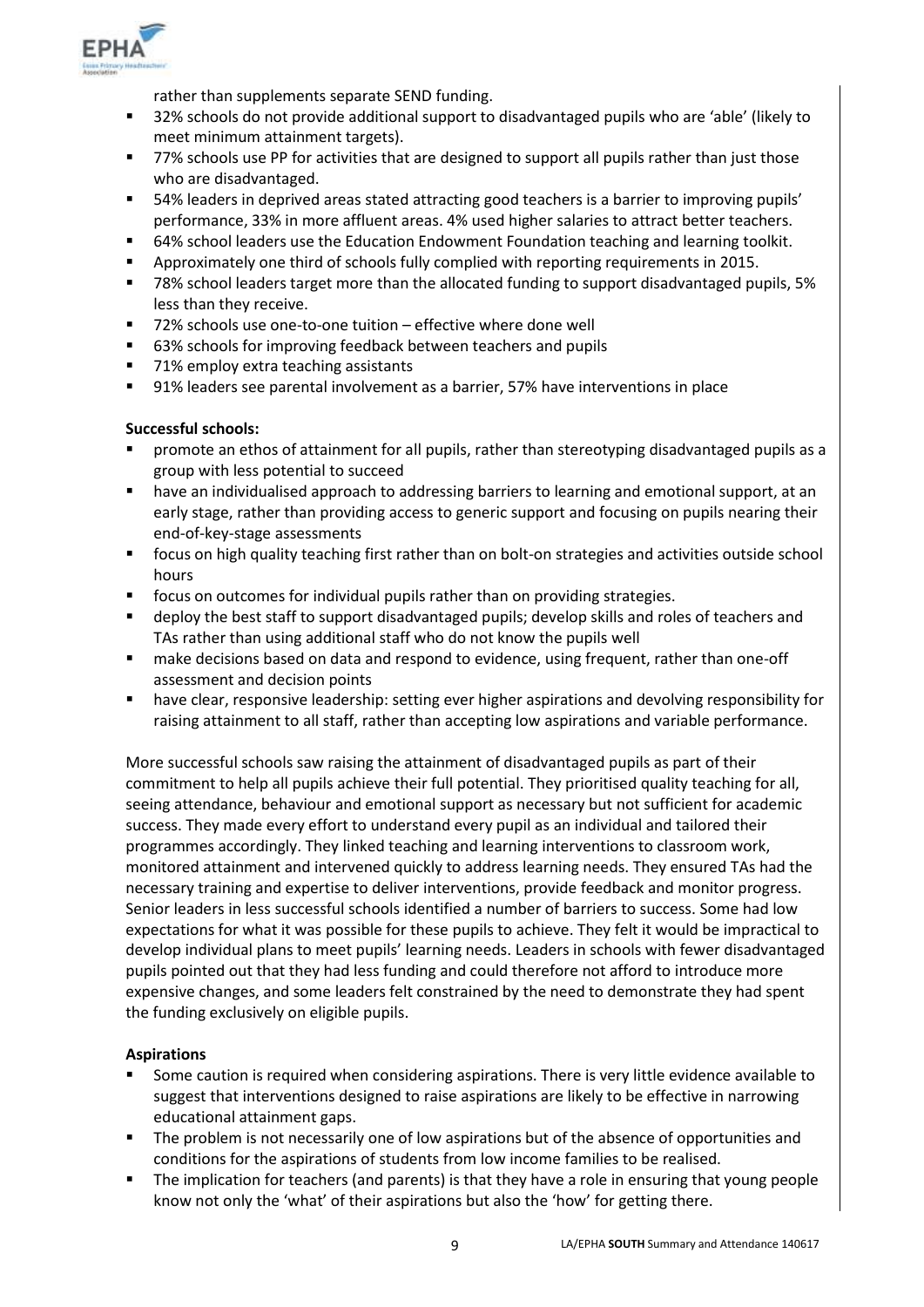rather than supplements separate SEND funding.

- 32% schools do not provide additional support to disadvantaged pupils who are 'able' (likely to meet minimum attainment targets).
- 77% schools use PP for activities that are designed to support all pupils rather than just those who are disadvantaged.
- 54% leaders in deprived areas stated attracting good teachers is a barrier to improving pupils' performance, 33% in more affluent areas. 4% used higher salaries to attract better teachers.
- 64% school leaders use the Education Endowment Foundation teaching and learning toolkit.
- Approximately one third of schools fully complied with reporting requirements in 2015.
- 78% school leaders target more than the allocated funding to support disadvantaged pupils, 5% less than they receive.
- 72% schools use one-to-one tuition – effective where done well
- 63% schools for improving feedback between teachers and pupils
- 71% employ extra teaching assistants
- 91% leaders see parental involvement as a barrier, 57% have interventions in place

**Successful schools:**

- promote an ethos of attainment for all pupils, rather than stereotyping disadvantaged pupils as a group with less potential to succeed
- have an individualised approach to addressing barriers to learning and emotional support, at an early stage, rather than providing access to generic support and focusing on pupils nearing their end-of-key-stage assessments
- focus on high quality teaching first rather than on bolt-on strategies and activities outside school hours
- focus on outcomes for individual pupils rather than on providing strategies.
- deploy the best staff to support disadvantaged pupils; develop skills and roles of teachers and TAs rather than using additional staff who do not know the pupils well
- make decisions based on data and respond to evidence, using frequent, rather than one-off assessment and decision points
- have clear, responsive leadership: setting ever higher aspirations and devolving responsibility for raising attainment to all staff, rather than accepting low aspirations and variable performance.

More successful schools saw raising the attainment of disadvantaged pupils as part of their commitment to help all pupils achieve their full potential. They prioritised quality teaching for all, seeing attendance, behaviour and emotional support as necessary but not sufficient for academic success. They made every effort to understand every pupil as an individual and tailored their programmes accordingly. They linked teaching and learning interventions to classroom work, monitored attainment and intervened quickly to address learning needs. They ensured TAs had the necessary training and expertise to deliver interventions, provide feedback and monitor progress. Senior leaders in less successful schools identified a number of barriers to success. Some had low expectations for what it was possible for these pupils to achieve. They felt it would be impractical to develop individual plans to meet pupils' learning needs. Leaders in schools with fewer disadvantaged pupils pointed out that they had less funding and could therefore not afford to introduce more expensive changes, and some leaders felt constrained by the need to demonstrate they had spent the funding exclusively on eligible pupils.

**Aspirations**

- Some caution is required when considering aspirations. There is very little evidence available to suggest that interventions designed to raise aspirations are likely to be effective in narrowing educational attainment gaps.
- The problem is not necessarily one of low aspirations but of the absence of opportunities and conditions for the aspirations of students from low income families to be realised.
- The implication for teachers (and parents) is that they have a role in ensuring that young people know not only the 'what' of their aspirations but also the 'how' for getting there.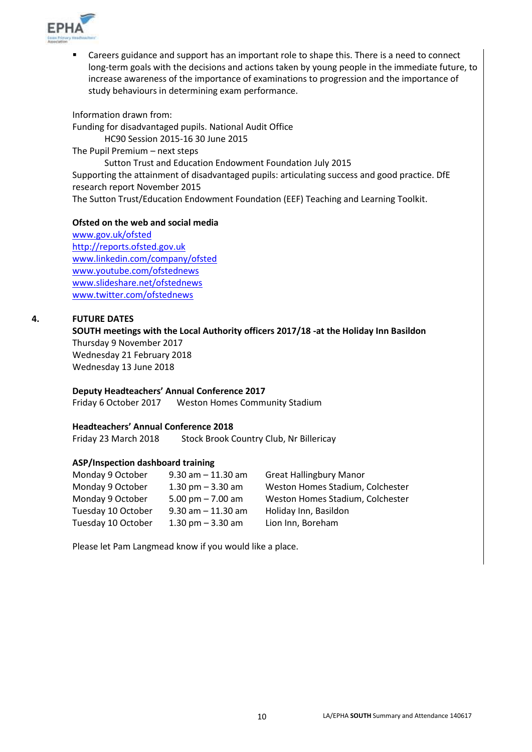- Careers guidance and support has an important role to shape this. There is a need to connect long-term goals with the decisions and actions taken by young people in the immediate future, to increase awareness of the importance of examinations to progression and the importance of study behaviours in determining exam performance.

Information drawn from:
Funding for disadvantaged pupils. National Audit Office
HC90 Session 2015-16 30 June 2015
The Pupil Premium – next steps
Sutton Trust and Education Endowment Foundation July 2015
Supporting the attainment of disadvantaged pupils: articulating success and good practice. DfE research report November 2015
The Sutton Trust/Education Endowment Foundation (EEF) Teaching and Learning Toolkit.

**Ofsted on the web and social media**

www.gov.uk/ofsted
http://reports.ofsted.gov.uk
www.linkedin.com/company/ofsted
www.youtube.com/ofstednews
www.slideshare.net/ofstednews
www.twitter.com/ofstednews

## 4. FUTURE DATES

**SOUTH meetings with the Local Authority officers 2017/18 -at the Holiday Inn Basildon**

Thursday 9 November 2017
Wednesday 21 February 2018
Wednesday 13 June 2018

**Deputy Headteachers' Annual Conference 2017**

Friday 6 October 2017 Weston Homes Community Stadium

**Headteachers' Annual Conference 2018**

Friday 23 March 2018 Stock Brook Country Club, Nr Billericay

**ASP/Inspection dashboard training**

| | | |
|---|---|---|
| Monday 9 October | 9.30 am – 11.30 am | Great Hallingbury Manor |
| Monday 9 October | 1.30 pm – 3.30 am | Weston Homes Stadium, Colchester |
| Monday 9 October | 5.00 pm – 7.00 am | Weston Homes Stadium, Colchester |
| Tuesday 10 October | 9.30 am – 11.30 am | Holiday Inn, Basildon |
| Tuesday 10 October | 1.30 pm – 3.30 am | Lion Inn, Boreham |

Please let Pam Langmead know if you would like a place.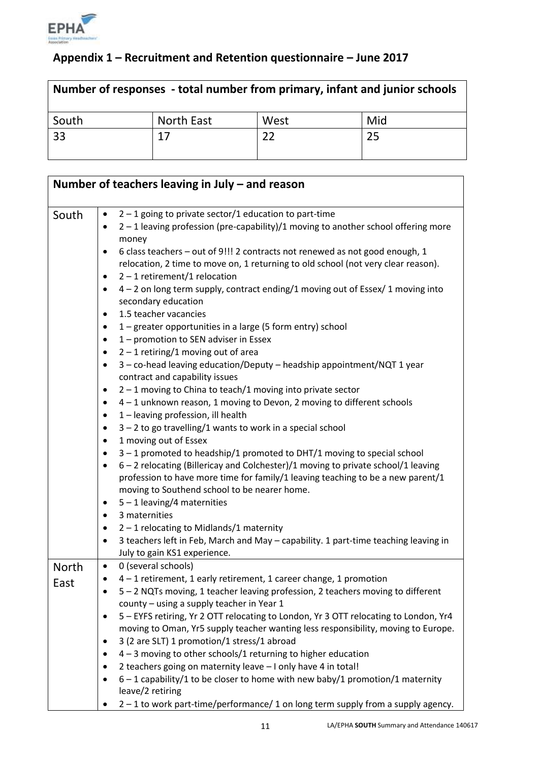## Appendix 1 – Recruitment and Retention questionnaire – June 2017

| Number of responses - total number from primary, infant and junior schools | | | |
|---|---|---|---|
| South | North East | West | Mid |
| 33 | 17 | 22 | 25 |

| Number of teachers leaving in July – and reason | |
|---|---|
| South | • 2 – 1 going to private sector/1 education to part-time<br>• 2 – 1 leaving profession (pre-capability)/1 moving to another school offering more money<br>• 6 class teachers – out of 9!!! 2 contracts not renewed as not good enough, 1 relocation, 2 time to move on, 1 returning to old school (not very clear reason).<br>• 2 – 1 retirement/1 relocation<br>• 4 – 2 on long term supply, contract ending/1 moving out of Essex/ 1 moving into secondary education<br>• 1.5 teacher vacancies<br>• 1 – greater opportunities in a large (5 form entry) school<br>• 1 – promotion to SEN adviser in Essex<br>• 2 – 1 retiring/1 moving out of area<br>• 3 – co-head leaving education/Deputy – headship appointment/NQT 1 year contract and capability issues<br>• 2 – 1 moving to China to teach/1 moving into private sector<br>• 4 – 1 unknown reason, 1 moving to Devon, 2 moving to different schools<br>• 1 – leaving profession, ill health<br>• 3 – 2 to go travelling/1 wants to work in a special school<br>• 1 moving out of Essex<br>• 3 – 1 promoted to headship/1 promoted to DHT/1 moving to special school<br>• 6 – 2 relocating (Billericay and Colchester)/1 moving to private school/1 leaving profession to have more time for family/1 leaving teaching to be a new parent/1 moving to Southend school to be nearer home.<br>• 5 – 1 leaving/4 maternities<br>• 3 maternities<br>• 2 – 1 relocating to Midlands/1 maternity<br>• 3 teachers left in Feb, March and May – capability. 1 part-time teaching leaving in July to gain KS1 experience. |
| North East | • 0 (several schools)<br>• 4 – 1 retirement, 1 early retirement, 1 career change, 1 promotion<br>• 5 – 2 NQTs moving, 1 teacher leaving profession, 2 teachers moving to different county – using a supply teacher in Year 1<br>• 5 – EYFS retiring, Yr 2 OTT relocating to London, Yr 3 OTT relocating to London, Yr4 moving to Oman, Yr5 supply teacher wanting less responsibility, moving to Europe.<br>• 3 (2 are SLT) 1 promotion/1 stress/1 abroad<br>• 4 – 3 moving to other schools/1 returning to higher education<br>• 2 teachers going on maternity leave – I only have 4 in total!<br>• 6 – 1 capability/1 to be closer to home with new baby/1 promotion/1 maternity leave/2 retiring<br>• 2 – 1 to work part-time/performance/ 1 on long term supply from a supply agency. |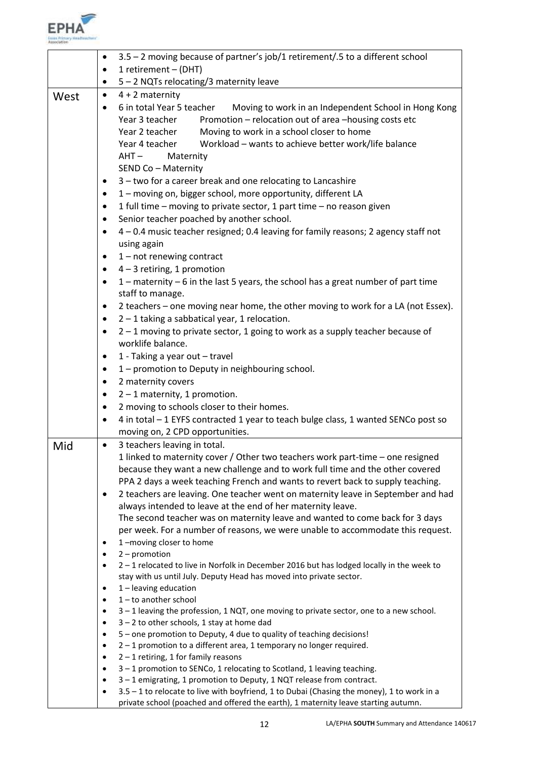| | |
|---|---|
| | • 3.5 – 2 moving because of partner's job/1 retirement/.5 to a different school<br>• 1 retirement – (DHT)<br>• 5 – 2 NQTs relocating/3 maternity leave |
| West | • 4 + 2 maternity<br>• 6 in total Year 5 teacher Moving to work in an Independent School in Hong Kong<br>Year 3 teacher Promotion – relocation out of area –housing costs etc<br>Year 2 teacher Moving to work in a school closer to home<br>Year 4 teacher Workload – wants to achieve better work/life balance<br>AHT – Maternity<br>SEND Co – Maternity<br>• 3 – two for a career break and one relocating to Lancashire<br>• 1 – moving on, bigger school, more opportunity, different LA<br>• 1 full time – moving to private sector, 1 part time – no reason given<br>• Senior teacher poached by another school.<br>• 4 – 0.4 music teacher resigned; 0.4 leaving for family reasons; 2 agency staff not using again<br>• 1 – not renewing contract<br>• 4 – 3 retiring, 1 promotion<br>• 1 – maternity – 6 in the last 5 years, the school has a great number of part time staff to manage.<br>• 2 teachers – one moving near home, the other moving to work for a LA (not Essex).<br>• 2 – 1 taking a sabbatical year, 1 relocation.<br>• 2 – 1 moving to private sector, 1 going to work as a supply teacher because of worklife balance.<br>• 1 - Taking a year out – travel<br>• 1 – promotion to Deputy in neighbouring school.<br>• 2 maternity covers<br>• 2 – 1 maternity, 1 promotion.<br>• 2 moving to schools closer to their homes.<br>• 4 in total – 1 EYFS contracted 1 year to teach bulge class, 1 wanted SENCo post so moving on, 2 CPD opportunities. |
| Mid | • 3 teachers leaving in total.<br>1 linked to maternity cover / Other two teachers work part-time – one resigned because they want a new challenge and to work full time and the other covered PPA 2 days a week teaching French and wants to revert back to supply teaching.<br>• 2 teachers are leaving. One teacher went on maternity leave in September and had always intended to leave at the end of her maternity leave.<br>The second teacher was on maternity leave and wanted to come back for 3 days per week. For a number of reasons, we were unable to accommodate this request.<br>• 1 –moving closer to home<br>• 2 – promotion<br>• 2 – 1 relocated to live in Norfolk in December 2016 but has lodged locally in the week to stay with us until July. Deputy Head has moved into private sector.<br>• 1 – leaving education<br>• 1 – to another school<br>• 3 – 1 leaving the profession, 1 NQT, one moving to private sector, one to a new school.<br>• 3 – 2 to other schools, 1 stay at home dad<br>• 5 – one promotion to Deputy, 4 due to quality of teaching decisions!<br>• 2 – 1 promotion to a different area, 1 temporary no longer required.<br>• 2 – 1 retiring, 1 for family reasons<br>• 3 – 1 promotion to SENCo, 1 relocating to Scotland, 1 leaving teaching.<br>• 3 – 1 emigrating, 1 promotion to Deputy, 1 NQT release from contract.<br>• 3.5 – 1 to relocate to live with boyfriend, 1 to Dubai (Chasing the money), 1 to work in a private school (poached and offered the earth), 1 maternity leave starting autumn. |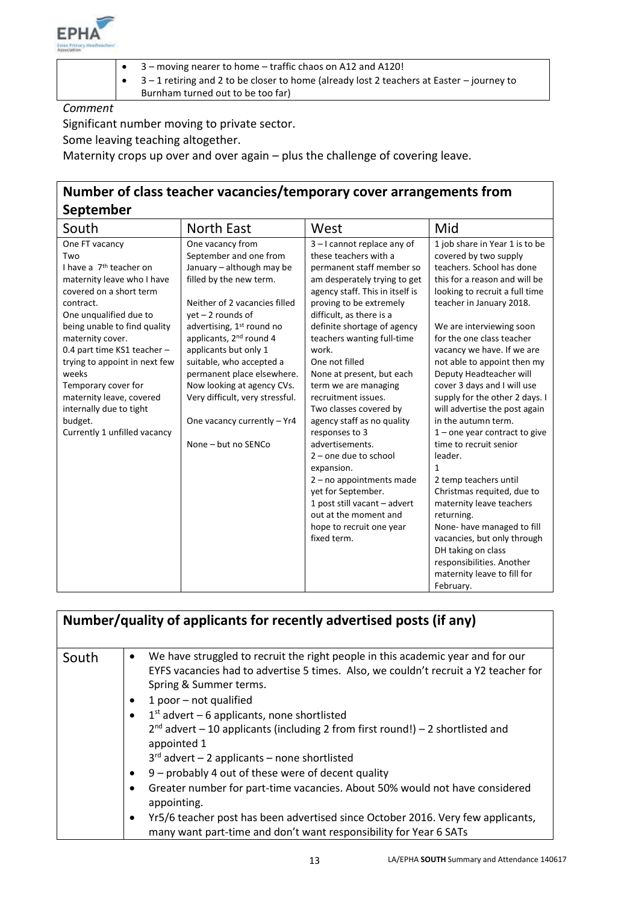| | |
|---|---|
| | • 3 – moving nearer to home – traffic chaos on A12 and A120!<br>• 3 – 1 retiring and 2 to be closer to home (already lost 2 teachers at Easter – journey to Burnham turned out to be too far) |

*Comment*

Significant number moving to private sector.

Some leaving teaching altogether.

Maternity crops up over and over again – plus the challenge of covering leave.

## Number of class teacher vacancies/temporary cover arrangements from September

| South | North East | West | Mid |
|---|---|---|---|
| One FT vacancy<br>Two<br>I have a 7th teacher on maternity leave who I have covered on a short term contract.<br>One unqualified due to being unable to find quality maternity cover.<br>0.4 part time KS1 teacher – trying to appoint in next few weeks<br>Temporary cover for maternity leave, covered internally due to tight budget.<br>Currently 1 unfilled vacancy | One vacancy from September and one from January – although may be filled by the new term.<br><br>Neither of 2 vacancies filled yet – 2 rounds of advertising, 1st round no applicants, 2nd round 4 applicants but only 1 suitable, who accepted a permanent place elsewhere. Now looking at agency CVs. Very difficult, very stressful.<br><br>One vacancy currently – Yr4<br><br>None – but no SENCo | 3 – I cannot replace any of these teachers with a permanent staff member so am desperately trying to get agency staff. This in itself is proving to be extremely difficult, as there is a definite shortage of agency teachers wanting full-time work.<br>One not filled<br>None at present, but each term we are managing recruitment issues.<br>Two classes covered by agency staff as no quality responses to 3 advertisements.<br>2 – one due to school expansion.<br>2 – no appointments made yet for September.<br>1 post still vacant – advert out at the moment and hope to recruit one year fixed term. | 1 job share in Year 1 is to be covered by two supply teachers. School has done this for a reason and will be looking to recruit a full time teacher in January 2018.<br><br>We are interviewing soon for the one class teacher vacancy we have. If we are not able to appoint then my Deputy Headteacher will cover 3 days and I will use supply for the other 2 days. I will advertise the post again in the autumn term.<br>1 – one year contract to give time to recruit senior leader.<br>1<br>2 temp teachers until Christmas requited, due to maternity leave teachers returning.<br>None- have managed to fill vacancies, but only through DH taking on class responsibilities. Another maternity leave to fill for February. |

## Number/quality of applicants for recently advertised posts (if any)

| | |
|---|---|
| South | • We have struggled to recruit the right people in this academic year and for our EYFS vacancies had to advertise 5 times. Also, we couldn't recruit a Y2 teacher for Spring & Summer terms.<br>• 1 poor – not qualified<br>• 1st advert – 6 applicants, none shortlisted<br>2nd advert – 10 applicants (including 2 from first round!) – 2 shortlisted and appointed 1<br>3rd advert – 2 applicants – none shortlisted<br>• 9 – probably 4 out of these were of decent quality<br>• Greater number for part-time vacancies. About 50% would not have considered appointing.<br>• Yr5/6 teacher post has been advertised since October 2016. Very few applicants, many want part-time and don't want responsibility for Year 6 SATs |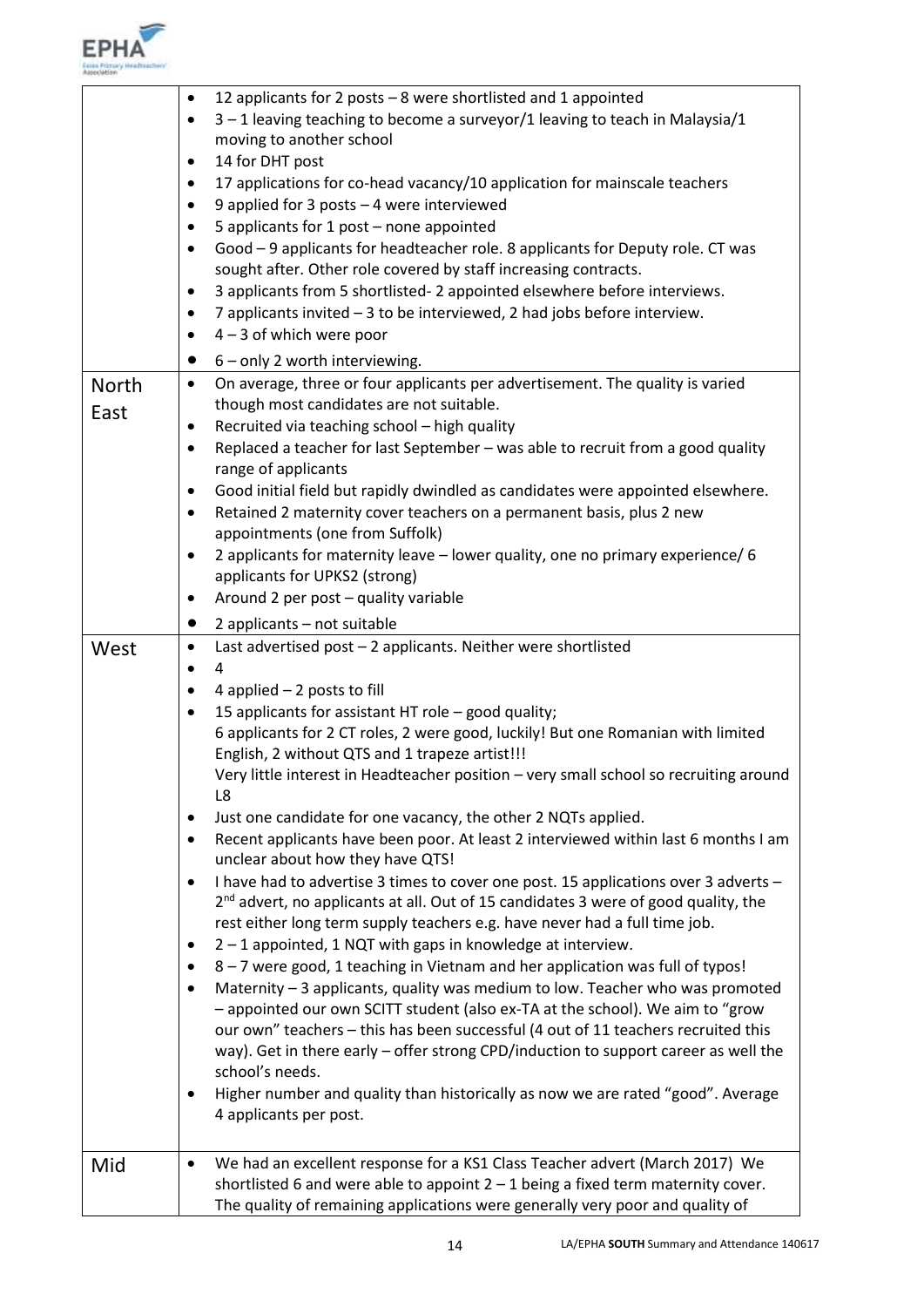| | |
|---|---|
| | • 12 applicants for 2 posts – 8 were shortlisted and 1 appointed<br>• 3 – 1 leaving teaching to become a surveyor/1 leaving to teach in Malaysia/1 moving to another school<br>• 14 for DHT post<br>• 17 applications for co-head vacancy/10 application for mainscale teachers<br>• 9 applied for 3 posts – 4 were interviewed<br>• 5 applicants for 1 post – none appointed<br>• Good – 9 applicants for headteacher role. 8 applicants for Deputy role. CT was sought after. Other role covered by staff increasing contracts.<br>• 3 applicants from 5 shortlisted- 2 appointed elsewhere before interviews.<br>• 7 applicants invited – 3 to be interviewed, 2 had jobs before interview.<br>• 4 – 3 of which were poor<br>• 6 – only 2 worth interviewing. |
| North East | • On average, three or four applicants per advertisement. The quality is varied though most candidates are not suitable.<br>• Recruited via teaching school – high quality<br>• Replaced a teacher for last September – was able to recruit from a good quality range of applicants<br>• Good initial field but rapidly dwindled as candidates were appointed elsewhere.<br>• Retained 2 maternity cover teachers on a permanent basis, plus 2 new appointments (one from Suffolk)<br>• 2 applicants for maternity leave – lower quality, one no primary experience/ 6 applicants for UPKS2 (strong)<br>• Around 2 per post – quality variable<br>• 2 applicants – not suitable |
| West | • Last advertised post – 2 applicants. Neither were shortlisted<br>• 4<br>• 4 applied – 2 posts to fill<br>• 15 applicants for assistant HT role – good quality;<br>6 applicants for 2 CT roles, 2 were good, luckily! But one Romanian with limited English, 2 without QTS and 1 trapeze artist!!!<br>Very little interest in Headteacher position – very small school so recruiting around L8<br>• Just one candidate for one vacancy, the other 2 NQTs applied.<br>• Recent applicants have been poor. At least 2 interviewed within last 6 months I am unclear about how they have QTS!<br>• I have had to advertise 3 times to cover one post. 15 applications over 3 adverts – 2nd advert, no applicants at all. Out of 15 candidates 3 were of good quality, the rest either long term supply teachers e.g. have never had a full time job.<br>• 2 – 1 appointed, 1 NQT with gaps in knowledge at interview.<br>• 8 – 7 were good, 1 teaching in Vietnam and her application was full of typos!<br>• Maternity – 3 applicants, quality was medium to low. Teacher who was promoted – appointed our own SCITT student (also ex-TA at the school). We aim to "grow our own" teachers – this has been successful (4 out of 11 teachers recruited this way). Get in there early – offer strong CPD/induction to support career as well the school's needs.<br>• Higher number and quality than historically as now we are rated "good". Average 4 applicants per post. |
| Mid | • We had an excellent response for a KS1 Class Teacher advert (March 2017) We shortlisted 6 and were able to appoint 2 – 1 being a fixed term maternity cover. The quality of remaining applications were generally very poor and quality of |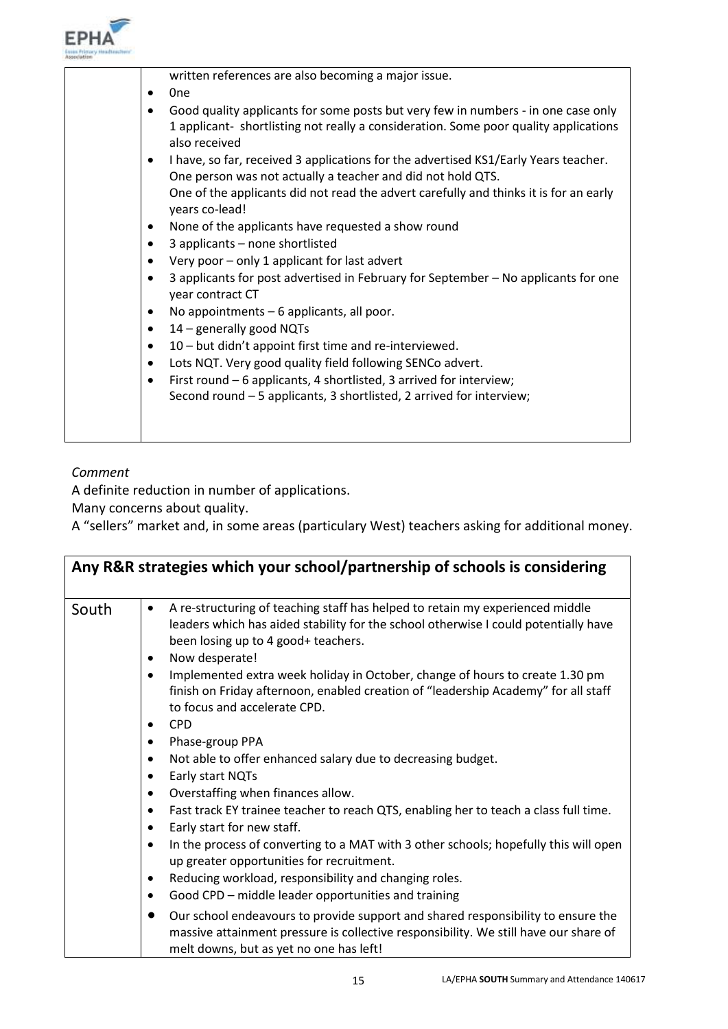| | |
|---|---|
| | written references are also becoming a major issue.<br>• 0ne<br>• Good quality applicants for some posts but very few in numbers - in one case only 1 applicant- shortlisting not really a consideration. Some poor quality applications also received<br>• I have, so far, received 3 applications for the advertised KS1/Early Years teacher. One person was not actually a teacher and did not hold QTS. One of the applicants did not read the advert carefully and thinks it is for an early years co-lead!<br>• None of the applicants have requested a show round<br>• 3 applicants – none shortlisted<br>• Very poor – only 1 applicant for last advert<br>• 3 applicants for post advertised in February for September – No applicants for one year contract CT<br>• No appointments – 6 applicants, all poor.<br>• 14 – generally good NQTs<br>• 10 – but didn't appoint first time and re-interviewed.<br>• Lots NQT. Very good quality field following SENCo advert.<br>• First round – 6 applicants, 4 shortlisted, 3 arrived for interview; Second round – 5 applicants, 3 shortlisted, 2 arrived for interview; |

*Comment*

A definite reduction in number of applications.

Many concerns about quality.

A "sellers" market and, in some areas (particulary West) teachers asking for additional money.

| **Any R&R strategies which your school/partnership of schools is considering** | |
|---|---|
| South | • A re-structuring of teaching staff has helped to retain my experienced middle leaders which has aided stability for the school otherwise I could potentially have been losing up to 4 good+ teachers.<br>• Now desperate!<br>• Implemented extra week holiday in October, change of hours to create 1.30 pm finish on Friday afternoon, enabled creation of "leadership Academy" for all staff to focus and accelerate CPD.<br>• CPD<br>• Phase-group PPA<br>• Not able to offer enhanced salary due to decreasing budget.<br>• Early start NQTs<br>• Overstaffing when finances allow.<br>• Fast track EY trainee teacher to reach QTS, enabling her to teach a class full time.<br>• Early start for new staff.<br>• In the process of converting to a MAT with 3 other schools; hopefully this will open up greater opportunities for recruitment.<br>• Reducing workload, responsibility and changing roles.<br>• Good CPD – middle leader opportunities and training<br>• Our school endeavours to provide support and shared responsibility to ensure the massive attainment pressure is collective responsibility. We still have our share of melt downs, but as yet no one has left! |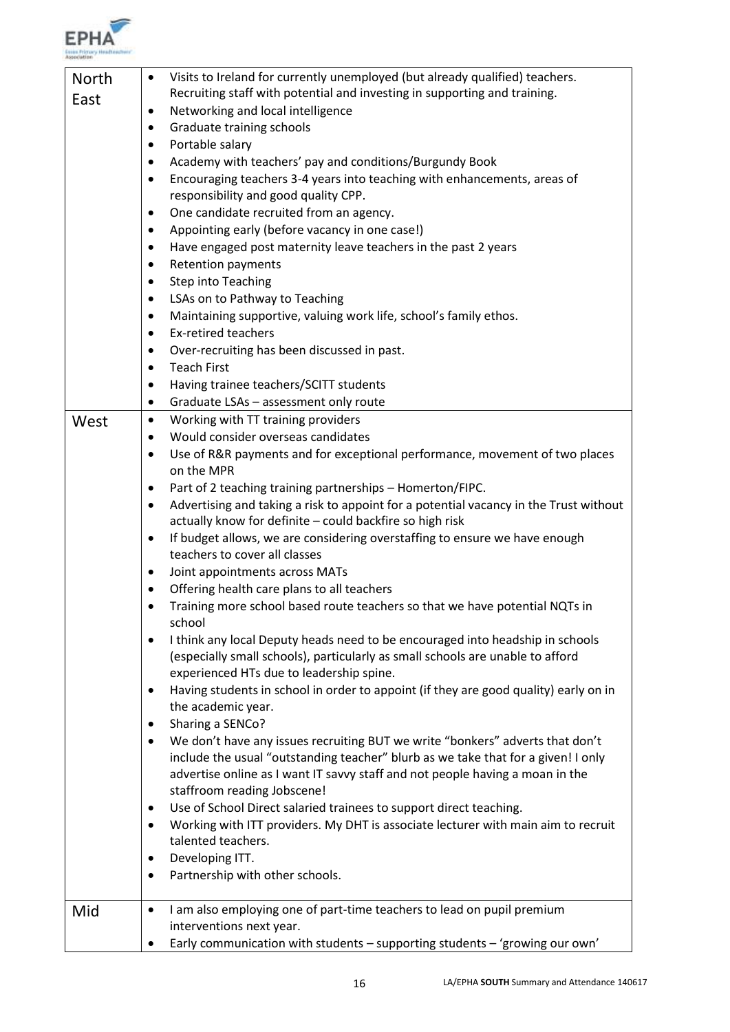| | |
|---|---|
| North East | • Visits to Ireland for currently unemployed (but already qualified) teachers. Recruiting staff with potential and investing in supporting and training.<br>• Networking and local intelligence<br>• Graduate training schools<br>• Portable salary<br>• Academy with teachers' pay and conditions/Burgundy Book<br>• Encouraging teachers 3-4 years into teaching with enhancements, areas of responsibility and good quality CPP.<br>• One candidate recruited from an agency.<br>• Appointing early (before vacancy in one case!)<br>• Have engaged post maternity leave teachers in the past 2 years<br>• Retention payments<br>• Step into Teaching<br>• LSAs on to Pathway to Teaching<br>• Maintaining supportive, valuing work life, school's family ethos.<br>• Ex-retired teachers<br>• Over-recruiting has been discussed in past.<br>• Teach First<br>• Having trainee teachers/SCITT students<br>• Graduate LSAs – assessment only route |
| West | • Working with TT training providers<br>• Would consider overseas candidates<br>• Use of R&R payments and for exceptional performance, movement of two places on the MPR<br>• Part of 2 teaching training partnerships – Homerton/FIPC.<br>• Advertising and taking a risk to appoint for a potential vacancy in the Trust without actually know for definite – could backfire so high risk<br>• If budget allows, we are considering overstaffing to ensure we have enough teachers to cover all classes<br>• Joint appointments across MATs<br>• Offering health care plans to all teachers<br>• Training more school based route teachers so that we have potential NQTs in school<br>• I think any local Deputy heads need to be encouraged into headship in schools (especially small schools), particularly as small schools are unable to afford experienced HTs due to leadership spine.<br>• Having students in school in order to appoint (if they are good quality) early on in the academic year.<br>• Sharing a SENCo?<br>• We don't have any issues recruiting BUT we write "bonkers" adverts that don't include the usual "outstanding teacher" blurb as we take that for a given! I only advertise online as I want IT savvy staff and not people having a moan in the staffroom reading Jobscene!<br>• Use of School Direct salaried trainees to support direct teaching.<br>• Working with ITT providers. My DHT is associate lecturer with main aim to recruit talented teachers.<br>• Developing ITT.<br>• Partnership with other schools. |
| Mid | • I am also employing one of part-time teachers to lead on pupil premium interventions next year.<br>• Early communication with students – supporting students – 'growing our own' |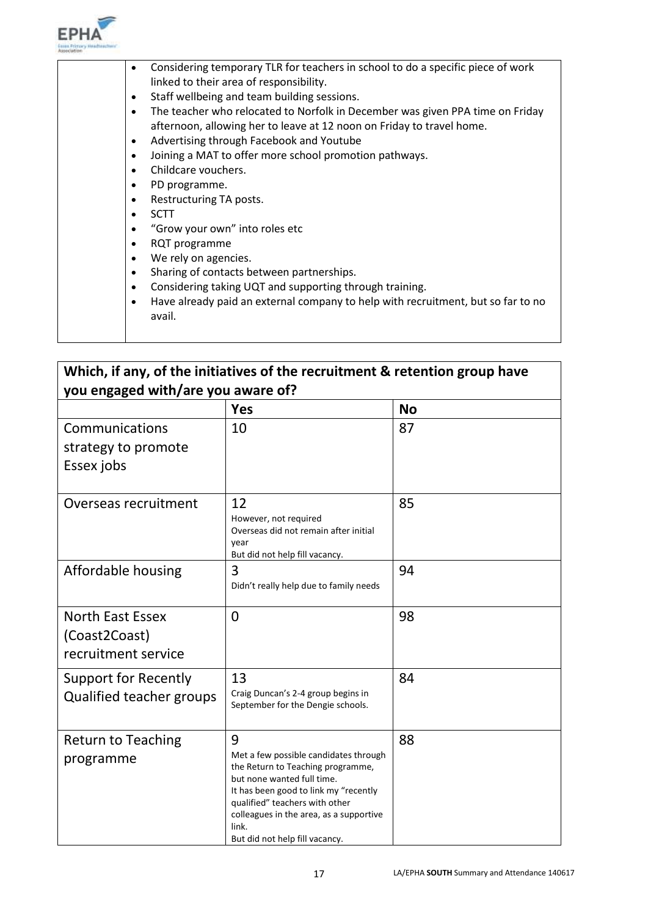| | |
|---|---|
| | • Considering temporary TLR for teachers in school to do a specific piece of work linked to their area of responsibility.<br>• Staff wellbeing and team building sessions.<br>• The teacher who relocated to Norfolk in December was given PPA time on Friday afternoon, allowing her to leave at 12 noon on Friday to travel home.<br>• Advertising through Facebook and Youtube<br>• Joining a MAT to offer more school promotion pathways.<br>• Childcare vouchers.<br>• PD programme.<br>• Restructuring TA posts.<br>• SCTT<br>• "Grow your own" into roles etc<br>• RQT programme<br>• We rely on agencies.<br>• Sharing of contacts between partnerships.<br>• Considering taking UQT and supporting through training.<br>• Have already paid an external company to help with recruitment, but so far to no avail. |

**Which, if any, of the initiatives of the recruitment & retention group have you engaged with/are you aware of?**

| | Yes | No |
|---|---|---|
| Communications strategy to promote Essex jobs | 10 | 87 |
| Overseas recruitment | 12<br>However, not required<br>Overseas did not remain after initial year<br>But did not help fill vacancy. | 85 |
| Affordable housing | 3<br>Didn't really help due to family needs | 94 |
| North East Essex (Coast2Coast) recruitment service | 0 | 98 |
| Support for Recently Qualified teacher groups | 13<br>Craig Duncan's 2-4 group begins in September for the Dengie schools. | 84 |
| Return to Teaching programme | 9<br>Met a few possible candidates through the Return to Teaching programme, but none wanted full time.<br>It has been good to link my "recently qualified" teachers with other colleagues in the area, as a supportive link.<br>But did not help fill vacancy. | 88 |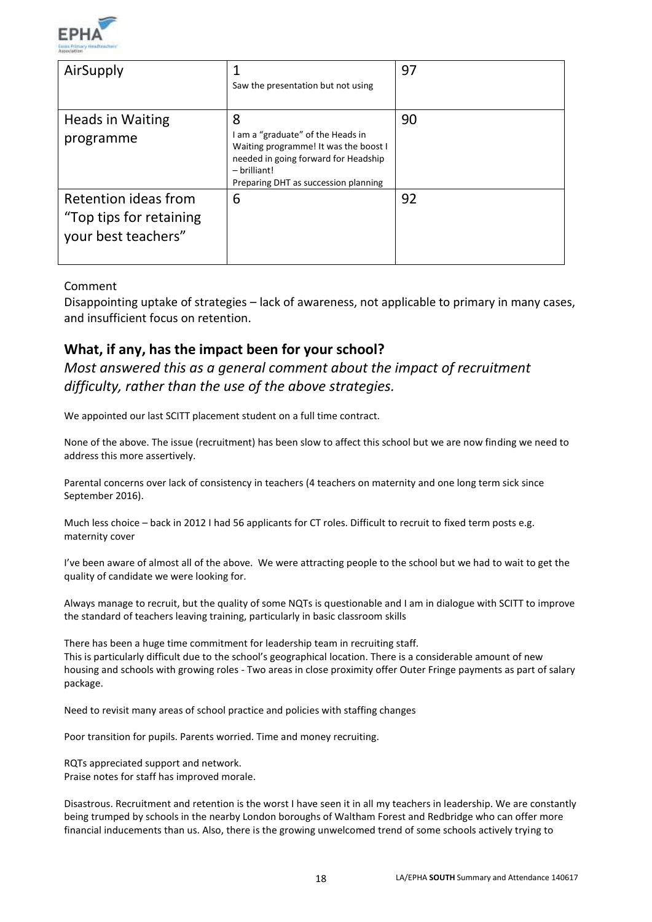| AirSupply | 1<br>Saw the presentation but not using | 97 |
| --- | --- | --- |
| Heads in Waiting programme | 8<br>I am a "graduate" of the Heads in Waiting programme! It was the boost I needed in going forward for Headship – brilliant!<br>Preparing DHT as succession planning | 90 |
| Retention ideas from "Top tips for retaining your best teachers" | 6 | 92 |

Comment

Disappointing uptake of strategies – lack of awareness, not applicable to primary in many cases, and insufficient focus on retention.

### What, if any, has the impact been for your school?

*Most answered this as a general comment about the impact of recruitment difficulty, rather than the use of the above strategies.*

We appointed our last SCITT placement student on a full time contract.

None of the above. The issue (recruitment) has been slow to affect this school but we are now finding we need to address this more assertively.

Parental concerns over lack of consistency in teachers (4 teachers on maternity and one long term sick since September 2016).

Much less choice – back in 2012 I had 56 applicants for CT roles. Difficult to recruit to fixed term posts e.g. maternity cover

I've been aware of almost all of the above. We were attracting people to the school but we had to wait to get the quality of candidate we were looking for.

Always manage to recruit, but the quality of some NQTs is questionable and I am in dialogue with SCITT to improve the standard of teachers leaving training, particularly in basic classroom skills

There has been a huge time commitment for leadership team in recruiting staff.
This is particularly difficult due to the school's geographical location. There is a considerable amount of new housing and schools with growing roles - Two areas in close proximity offer Outer Fringe payments as part of salary package.

Need to revisit many areas of school practice and policies with staffing changes

Poor transition for pupils. Parents worried. Time and money recruiting.

RQTs appreciated support and network.
Praise notes for staff has improved morale.

Disastrous. Recruitment and retention is the worst I have seen it in all my teachers in leadership. We are constantly being trumped by schools in the nearby London boroughs of Waltham Forest and Redbridge who can offer more financial inducements than us. Also, there is the growing unwelcomed trend of some schools actively trying to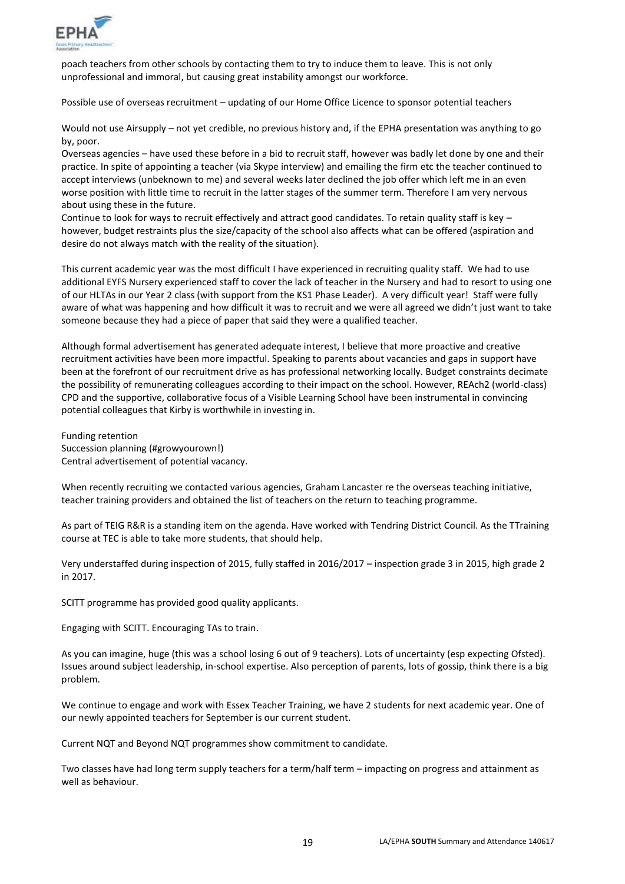poach teachers from other schools by contacting them to try to induce them to leave. This is not only unprofessional and immoral, but causing great instability amongst our workforce.

Possible use of overseas recruitment – updating of our Home Office Licence to sponsor potential teachers

Would not use Airsupply – not yet credible, no previous history and, if the EPHA presentation was anything to go by, poor.
Overseas agencies – have used these before in a bid to recruit staff, however was badly let done by one and their practice. In spite of appointing a teacher (via Skype interview) and emailing the firm etc the teacher continued to accept interviews (unbeknown to me) and several weeks later declined the job offer which left me in an even worse position with little time to recruit in the latter stages of the summer term. Therefore I am very nervous about using these in the future.
Continue to look for ways to recruit effectively and attract good candidates. To retain quality staff is key – however, budget restraints plus the size/capacity of the school also affects what can be offered (aspiration and desire do not always match with the reality of the situation).

This current academic year was the most difficult I have experienced in recruiting quality staff. We had to use additional EYFS Nursery experienced staff to cover the lack of teacher in the Nursery and had to resort to using one of our HLTAs in our Year 2 class (with support from the KS1 Phase Leader). A very difficult year! Staff were fully aware of what was happening and how difficult it was to recruit and we were all agreed we didn't just want to take someone because they had a piece of paper that said they were a qualified teacher.

Although formal advertisement has generated adequate interest, I believe that more proactive and creative recruitment activities have been more impactful. Speaking to parents about vacancies and gaps in support have been at the forefront of our recruitment drive as has professional networking locally. Budget constraints decimate the possibility of remunerating colleagues according to their impact on the school. However, REAch2 (world-class) CPD and the supportive, collaborative focus of a Visible Learning School have been instrumental in convincing potential colleagues that Kirby is worthwhile in investing in.

Funding retention
Succession planning (#growyourown!)
Central advertisement of potential vacancy.

When recently recruiting we contacted various agencies, Graham Lancaster re the overseas teaching initiative, teacher training providers and obtained the list of teachers on the return to teaching programme.

As part of TEIG R&R is a standing item on the agenda. Have worked with Tendring District Council. As the TTraining course at TEC is able to take more students, that should help.

Very understaffed during inspection of 2015, fully staffed in 2016/2017 – inspection grade 3 in 2015, high grade 2 in 2017.

SCITT programme has provided good quality applicants.

Engaging with SCITT. Encouraging TAs to train.

As you can imagine, huge (this was a school losing 6 out of 9 teachers). Lots of uncertainty (esp expecting Ofsted). Issues around subject leadership, in-school expertise. Also perception of parents, lots of gossip, think there is a big problem.

We continue to engage and work with Essex Teacher Training, we have 2 students for next academic year. One of our newly appointed teachers for September is our current student.

Current NQT and Beyond NQT programmes show commitment to candidate.

Two classes have had long term supply teachers for a term/half term – impacting on progress and attainment as well as behaviour.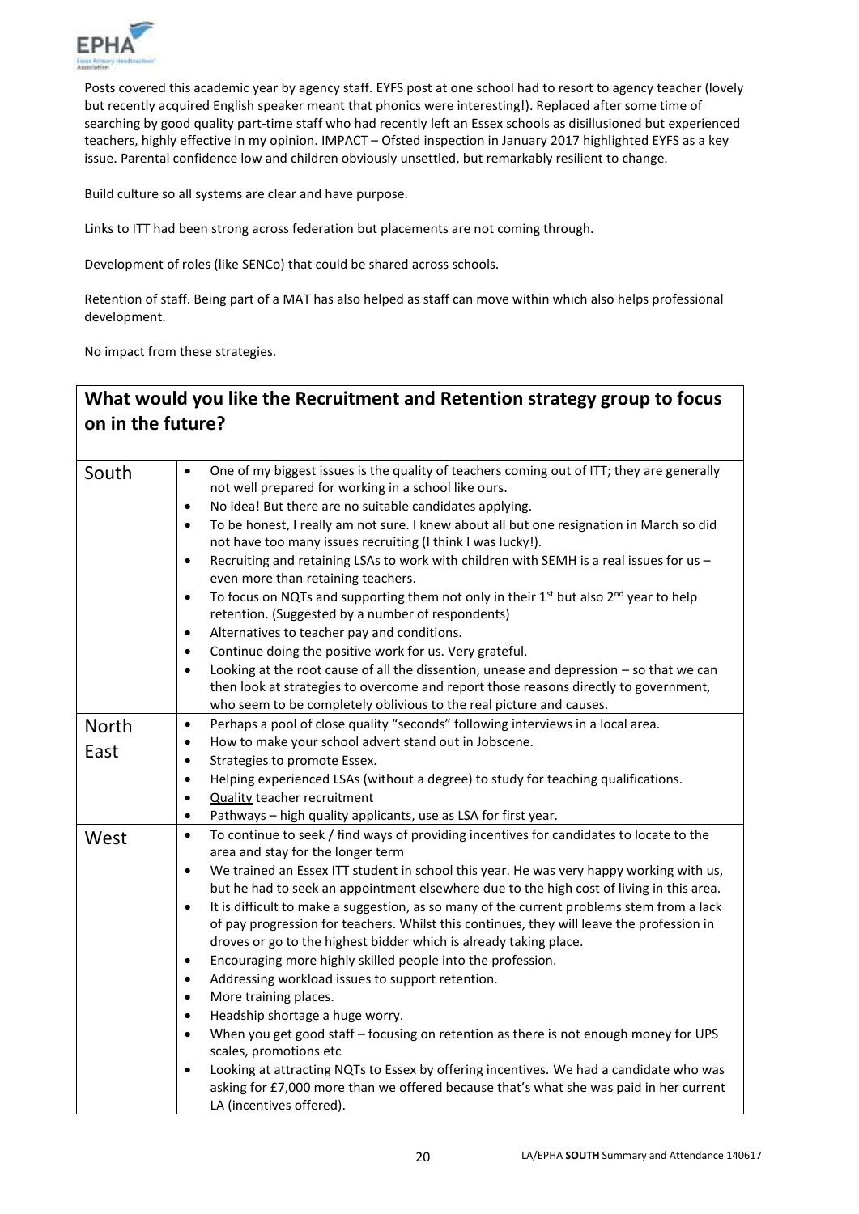Posts covered this academic year by agency staff. EYFS post at one school had to resort to agency teacher (lovely but recently acquired English speaker meant that phonics were interesting!). Replaced after some time of searching by good quality part-time staff who had recently left an Essex schools as disillusioned but experienced teachers, highly effective in my opinion. IMPACT – Ofsted inspection in January 2017 highlighted EYFS as a key issue. Parental confidence low and children obviously unsettled, but remarkably resilient to change.

Build culture so all systems are clear and have purpose.

Links to ITT had been strong across federation but placements are not coming through.

Development of roles (like SENCo) that could be shared across schools.

Retention of staff. Being part of a MAT has also helped as staff can move within which also helps professional development.

No impact from these strategies.

## What would you like the Recruitment and Retention strategy group to focus on in the future?

| | |
|---|---|
| South | • One of my biggest issues is the quality of teachers coming out of ITT; they are generally not well prepared for working in a school like ours.<br>• No idea! But there are no suitable candidates applying.<br>• To be honest, I really am not sure. I knew about all but one resignation in March so did not have too many issues recruiting (I think I was lucky!).<br>• Recruiting and retaining LSAs to work with children with SEMH is a real issues for us – even more than retaining teachers.<br>• To focus on NQTs and supporting them not only in their 1st but also 2nd year to help retention. (Suggested by a number of respondents)<br>• Alternatives to teacher pay and conditions.<br>• Continue doing the positive work for us. Very grateful.<br>• Looking at the root cause of all the dissention, unease and depression – so that we can then look at strategies to overcome and report those reasons directly to government, who seem to be completely oblivious to the real picture and causes. |
| North East | • Perhaps a pool of close quality "seconds" following interviews in a local area.<br>• How to make your school advert stand out in Jobscene.<br>• Strategies to promote Essex.<br>• Helping experienced LSAs (without a degree) to study for teaching qualifications.<br>• Quality teacher recruitment<br>• Pathways – high quality applicants, use as LSA for first year. |
| West | • To continue to seek / find ways of providing incentives for candidates to locate to the area and stay for the longer term<br>• We trained an Essex ITT student in school this year. He was very happy working with us, but he had to seek an appointment elsewhere due to the high cost of living in this area.<br>• It is difficult to make a suggestion, as so many of the current problems stem from a lack of pay progression for teachers. Whilst this continues, they will leave the profession in droves or go to the highest bidder which is already taking place.<br>• Encouraging more highly skilled people into the profession.<br>• Addressing workload issues to support retention.<br>• More training places.<br>• Headship shortage a huge worry.<br>• When you get good staff – focusing on retention as there is not enough money for UPS scales, promotions etc<br>• Looking at attracting NQTs to Essex by offering incentives. We had a candidate who was asking for £7,000 more than we offered because that's what she was paid in her current LA (incentives offered). |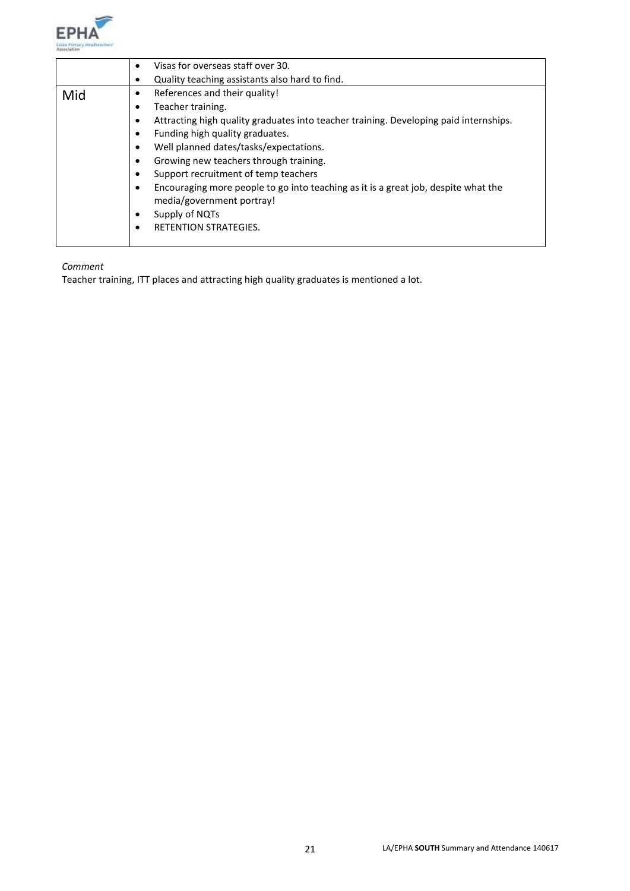| | |
|---|---|
| | • Visas for overseas staff over 30.<br>• Quality teaching assistants also hard to find. |
| Mid | • References and their quality!<br>• Teacher training.<br>• Attracting high quality graduates into teacher training. Developing paid internships.<br>• Funding high quality graduates.<br>• Well planned dates/tasks/expectations.<br>• Growing new teachers through training.<br>• Support recruitment of temp teachers<br>• Encouraging more people to go into teaching as it is a great job, despite what the media/government portray!<br>• Supply of NQTs<br>• RETENTION STRATEGIES. |

*Comment*

Teacher training, ITT places and attracting high quality graduates is mentioned a lot.